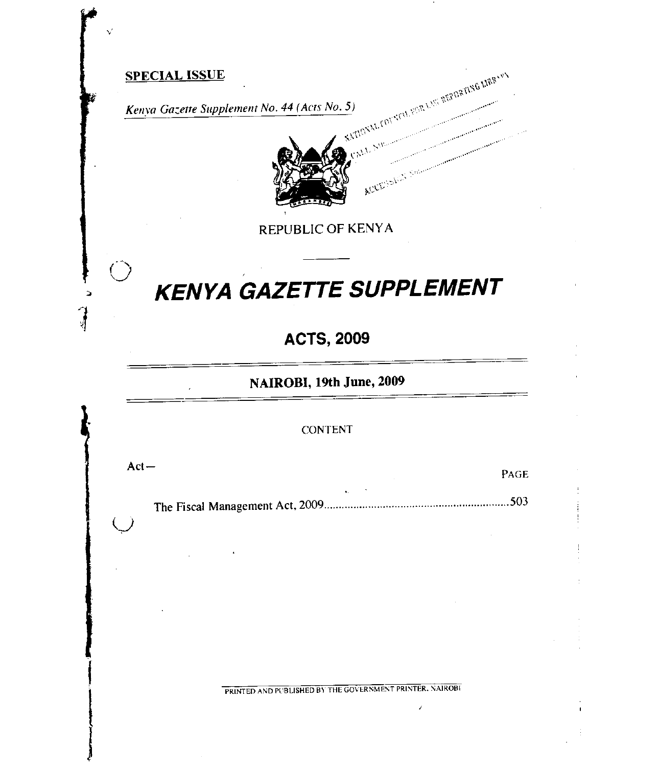**SPECIAL ISSUE**

*Kenya Gazette Supplement No. 44 (Acts No. 5)*

REPUBLIC OF KENYA

# KENYA GAZETTE SUPPLEMENT

## ACTS, 2009

**NAIROBI, 19th June, 2009**

CONTENT

Act—

| | PAGE |
|---|---|
| The Fiscal Management Act, 2009 | 503 |

PRINTED AND PUBLISHED BY THE GOVERNMENT PRINTER, NAIROBI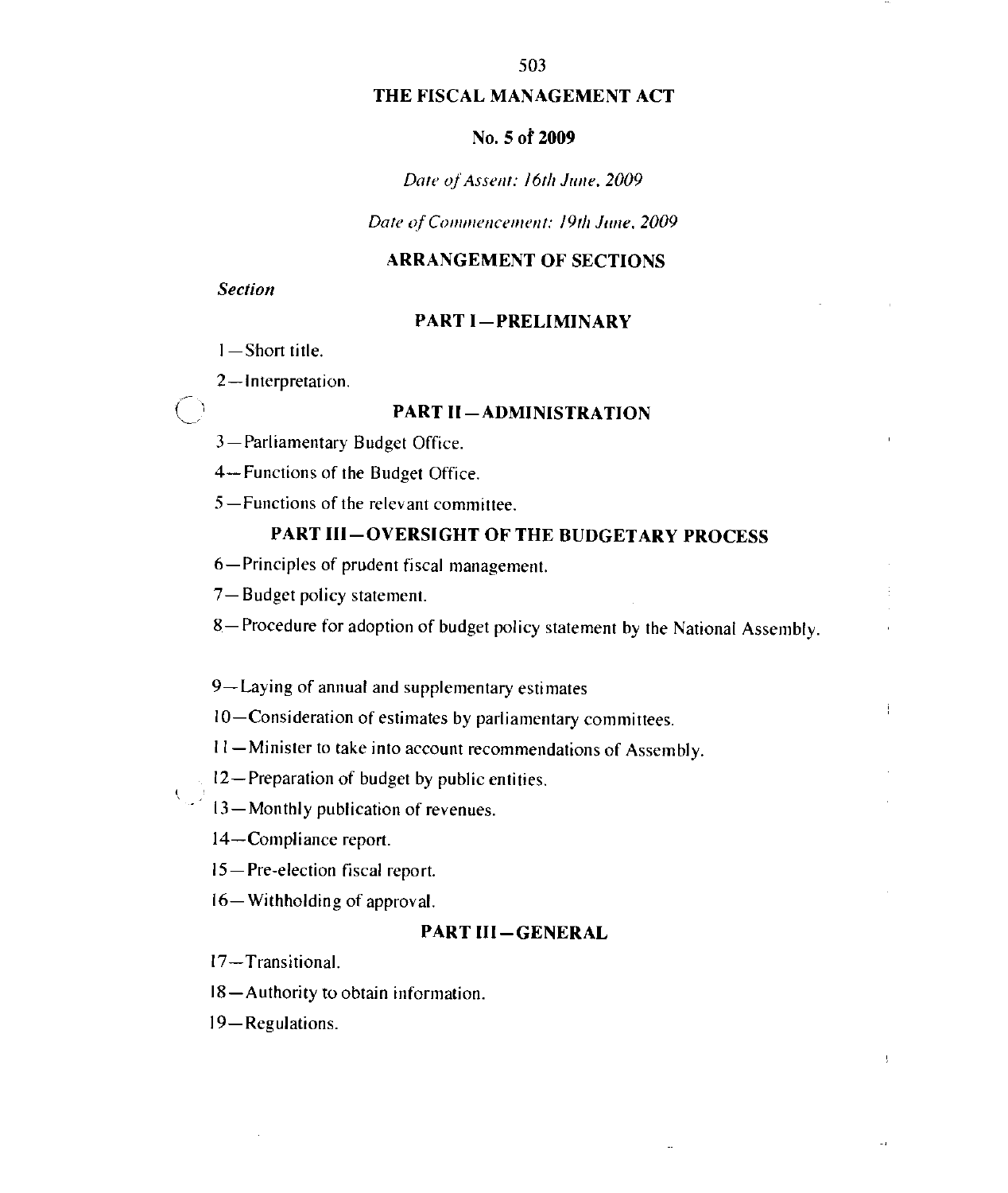# THE FISCAL MANAGEMENT ACT

## No. 5 of 2009

*Date of Assent: 16th June, 2009*

*Date of Commencement: 19th June, 2009*

## ARRANGEMENT OF SECTIONS

*Section*

### PART I—PRELIMINARY

1—Short title.

2—Interpretation.

### PART II—ADMINISTRATION

3—Parliamentary Budget Office.

4—Functions of the Budget Office.

5—Functions of the relevant committee.

### PART III—OVERSIGHT OF THE BUDGETARY PROCESS

6—Principles of prudent fiscal management.

7—Budget policy statement.

8—Procedure for adoption of budget policy statement by the National Assembly.

9—Laying of annual and supplementary estimates

10—Consideration of estimates by parliamentary committees.

11—Minister to take into account recommendations of Assembly.

12—Preparation of budget by public entities.

13—Monthly publication of revenues.

14—Compliance report.

15—Pre-election fiscal report.

16—Withholding of approval.

### PART III—GENERAL

17—Transitional.

18—Authority to obtain information.

19—Regulations.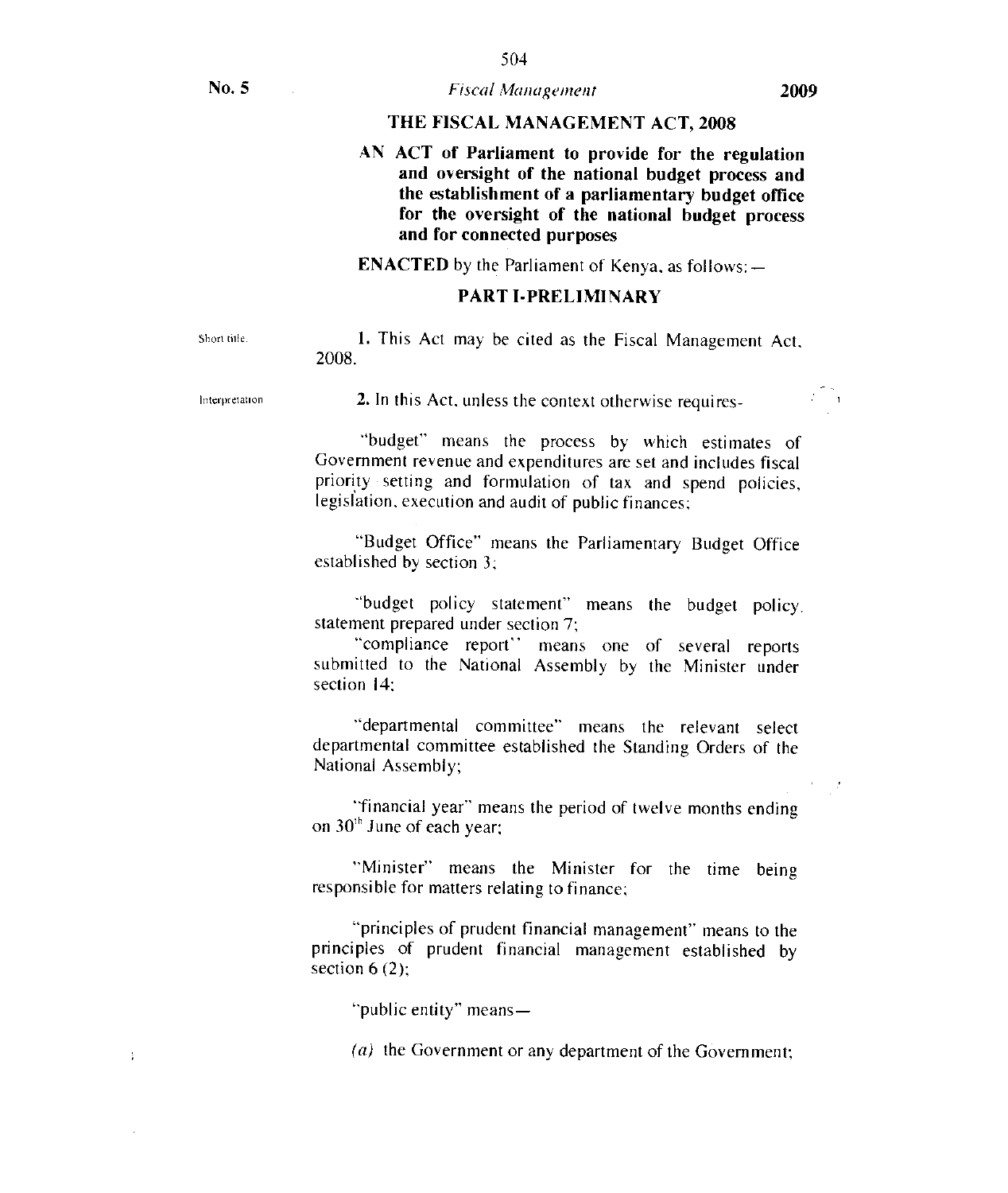No. 5 *Fiscal Management* 2009

# THE FISCAL MANAGEMENT ACT, 2008

**AN ACT of Parliament to provide for the regulation and oversight of the national budget process and the establishment of a parliamentary budget office for the oversight of the national budget process and for connected purposes**

**ENACTED** by the Parliament of Kenya, as follows: —

## PART I-PRELIMINARY

Short title.

**1.** This Act may be cited as the Fiscal Management Act, 2008.

Interpretation

**2.** In this Act, unless the context otherwise requires-

"budget" means the process by which estimates of Government revenue and expenditures are set and includes fiscal priority setting and formulation of tax and spend policies, legislation, execution and audit of public finances;

"Budget Office" means the Parliamentary Budget Office established by section 3;

"budget policy statement" means the budget policy statement prepared under section 7;

"compliance report" means one of several reports submitted to the National Assembly by the Minister under section 14;

"departmental committee" means the relevant select departmental committee established the Standing Orders of the National Assembly;

"financial year" means the period of twelve months ending on 30[th] June of each year;

"Minister" means the Minister for the time being responsible for matters relating to finance;

"principles of prudent financial management" means to the principles of prudent financial management established by section 6 (2);

"public entity" means—

*(a)* the Government or any department of the Government;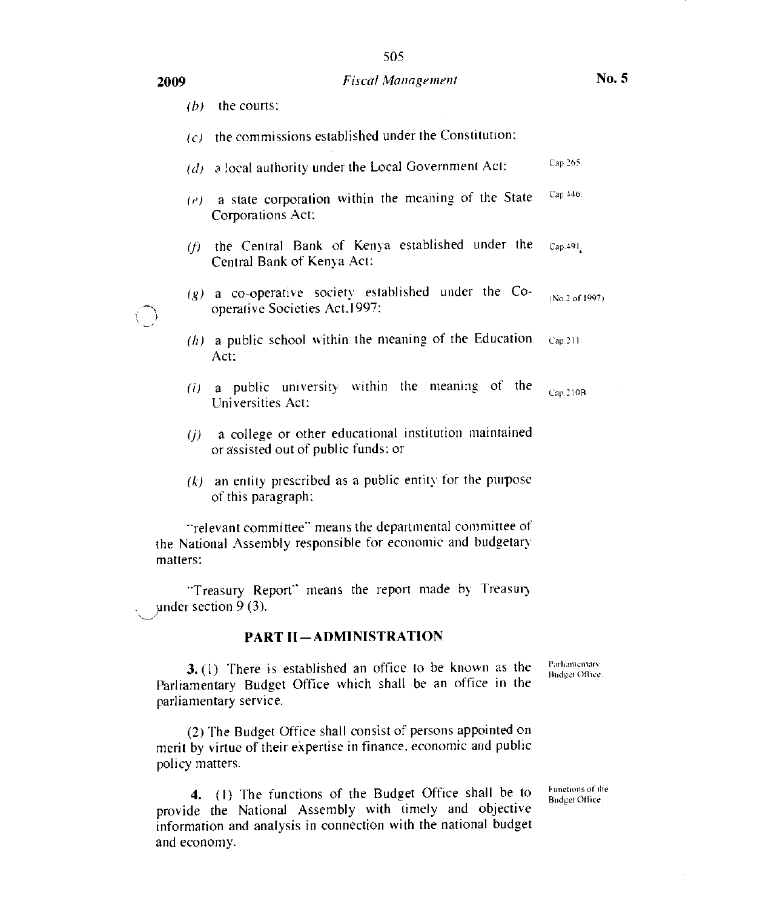(*b*) the courts:

(*c*) the commissions established under the Constitution;

(*d*) a local authority under the Local Government Act: Cap 265.

(*e*) a state corporation within the meaning of the State Corporations Act; Cap 446.

(*f*) the Central Bank of Kenya established under the Central Bank of Kenya Act: Cap.491.

(*g*) a co-operative society established under the Co-operative Societies Act.1997; (No.2 of 1997)

(*h*) a public school within the meaning of the Education Act; Cap 211.

(*i*) a public university within the meaning of the Universities Act: Cap 210B.

(*j*) a college or other educational institution maintained or assisted out of public funds: or

(*k*) an entity prescribed as a public entity for the purpose of this paragraph;

"relevant committee" means the departmental committee of the National Assembly responsible for economic and budgetary matters;

"Treasury Report" means the report made by Treasury under section 9 (3).

## PART II—ADMINISTRATION

*Parliamentary Budget Office.*

**3.** (1) There is established an office to be known as the Parliamentary Budget Office which shall be an office in the parliamentary service.

(2) The Budget Office shall consist of persons appointed on merit by virtue of their expertise in finance, economic and public policy matters.

*Functions of the Budget Office.*

**4.** (1) The functions of the Budget Office shall be to provide the National Assembly with timely and objective information and analysis in connection with the national budget and economy.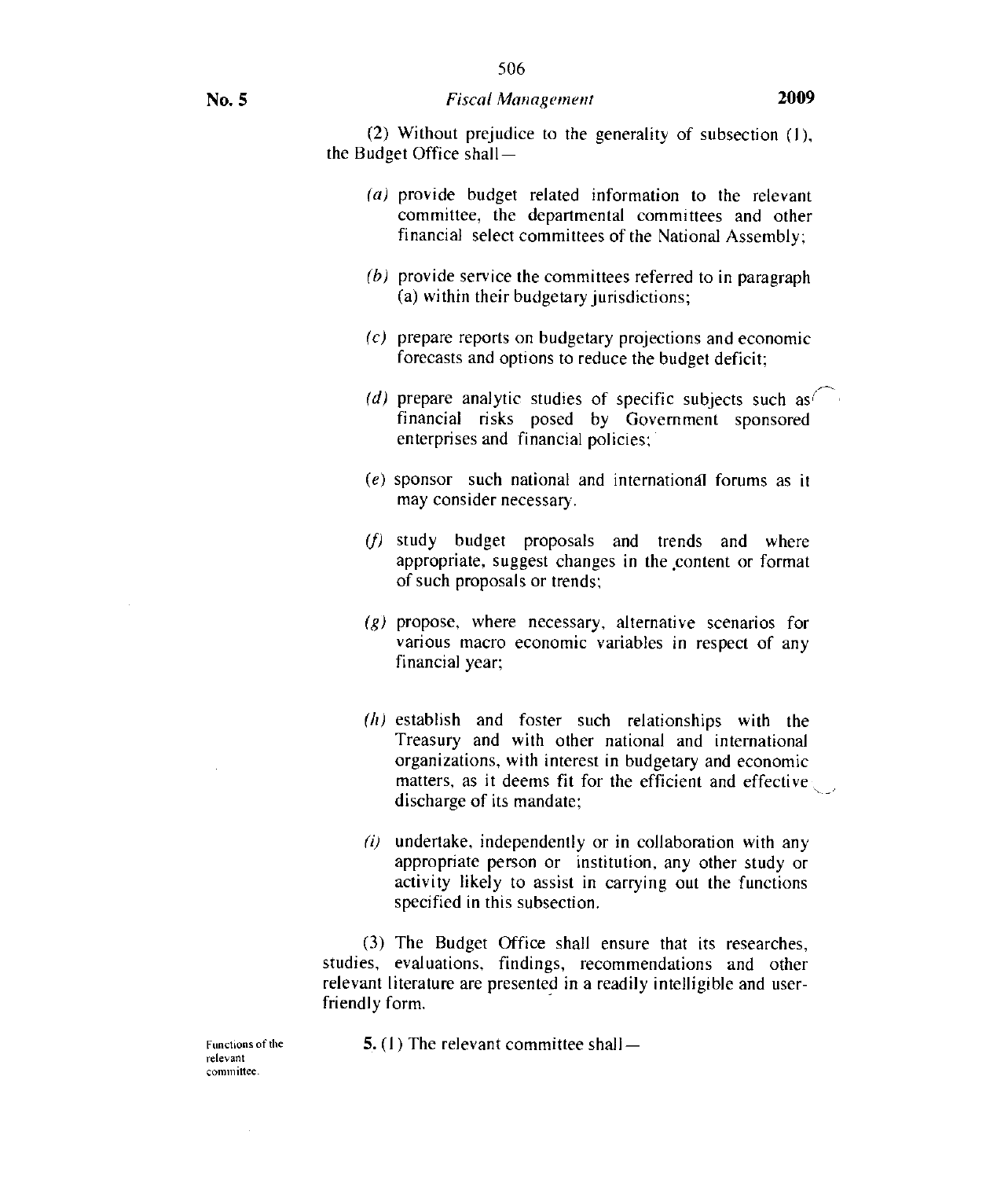(2) Without prejudice to the generality of subsection (1), the Budget Office shall—

- *(a)* provide budget related information to the relevant committee, the departmental committees and other financial select committees of the National Assembly;
- *(b)* provide service the committees referred to in paragraph (a) within their budgetary jurisdictions;
- *(c)* prepare reports on budgetary projections and economic forecasts and options to reduce the budget deficit;
- *(d)* prepare analytic studies of specific subjects such as financial risks posed by Government sponsored enterprises and financial policies;
- *(e)* sponsor such national and international forums as it may consider necessary.
- *(f)* study budget proposals and trends and where appropriate, suggest changes in the content or format of such proposals or trends;
- *(g)* propose, where necessary, alternative scenarios for various macro economic variables in respect of any financial year;
- *(h)* establish and foster such relationships with the Treasury and with other national and international organizations, with interest in budgetary and economic matters, as it deems fit for the efficient and effective discharge of its mandate;
- *(i)* undertake, independently or in collaboration with any appropriate person or institution, any other study or activity likely to assist in carrying out the functions specified in this subsection.

(3) The Budget Office shall ensure that its researches, studies, evaluations, findings, recommendations and other relevant literature are presented in a readily intelligible and user-friendly form.

Functions of the relevant committee.

**5.** (1) The relevant committee shall—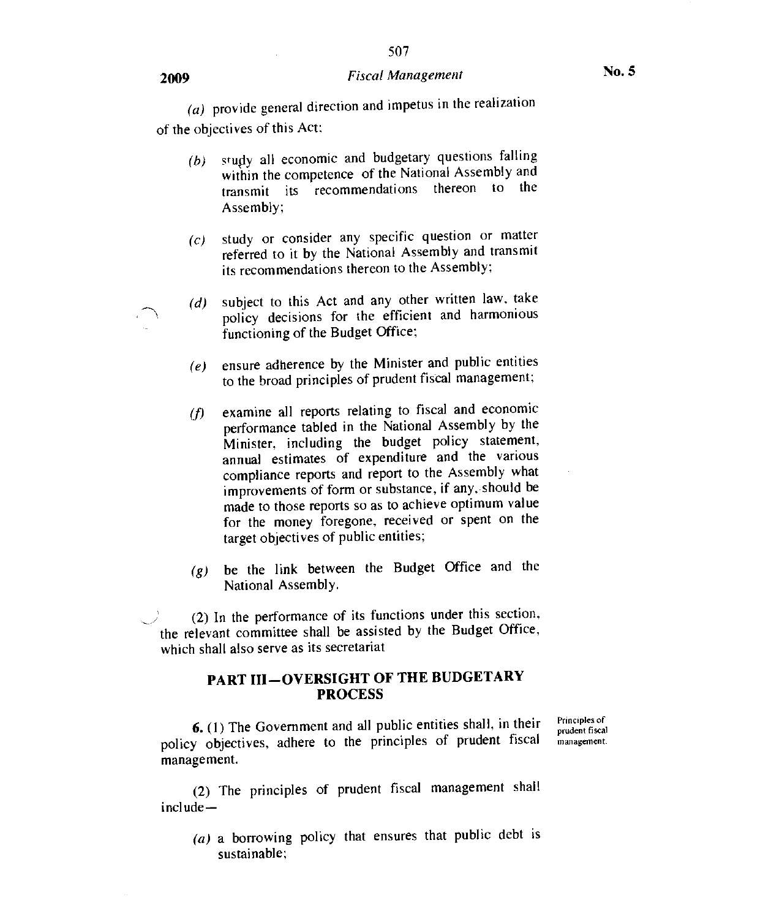(*a*) provide general direction and impetus in the realization of the objectives of this Act;

(*b*) study all economic and budgetary questions falling within the competence of the National Assembly and transmit its recommendations thereon to the Assembly;

(*c*) study or consider any specific question or matter referred to it by the National Assembly and transmit its recommendations thereon to the Assembly;

(*d*) subject to this Act and any other written law, take policy decisions for the efficient and harmonious functioning of the Budget Office;

(*e*) ensure adherence by the Minister and public entities to the broad principles of prudent fiscal management;

(*f*) examine all reports relating to fiscal and economic performance tabled in the National Assembly by the Minister, including the budget policy statement, annual estimates of expenditure and the various compliance reports and report to the Assembly what improvements of form or substance, if any, should be made to those reports so as to achieve optimum value for the money foregone, received or spent on the target objectives of public entities;

(*g*) be the link between the Budget Office and the National Assembly.

(2) In the performance of its functions under this section, the relevant committee shall be assisted by the Budget Office, which shall also serve as its secretariat

## PART III—OVERSIGHT OF THE BUDGETARY PROCESS

*Principles of prudent fiscal management.*

**6.** (1) The Government and all public entities shall, in their policy objectives, adhere to the principles of prudent fiscal management.

(2) The principles of prudent fiscal management shall include—

(*a*) a borrowing policy that ensures that public debt is sustainable;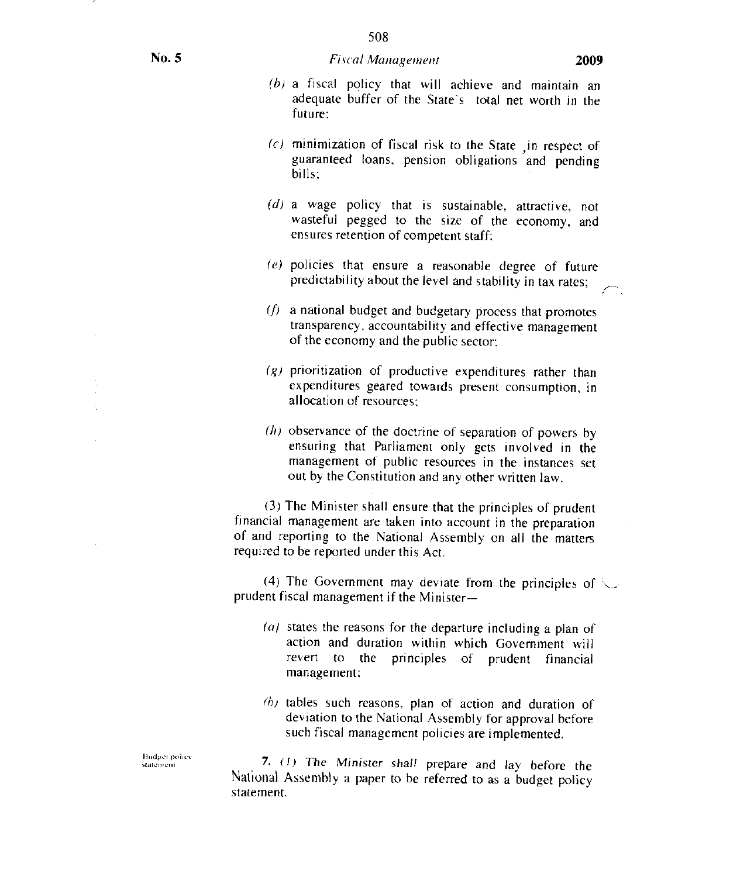(b) a fiscal policy that will achieve and maintain an adequate buffer of the State's total net worth in the future;

(c) minimization of fiscal risk to the State, in respect of guaranteed loans, pension obligations and pending bills;

(d) a wage policy that is sustainable, attractive, not wasteful pegged to the size of the economy, and ensures retention of competent staff;

(e) policies that ensure a reasonable degree of future predictability about the level and stability in tax rates;

(f) a national budget and budgetary process that promotes transparency, accountability and effective management of the economy and the public sector;

(g) prioritization of productive expenditures rather than expenditures geared towards present consumption, in allocation of resources;

(h) observance of the doctrine of separation of powers by ensuring that Parliament only gets involved in the management of public resources in the instances set out by the Constitution and any other written law.

(3) The Minister shall ensure that the principles of prudent financial management are taken into account in the preparation of and reporting to the National Assembly on all the matters required to be reported under this Act.

(4) The Government may deviate from the principles of prudent fiscal management if the Minister—

(a) states the reasons for the departure including a plan of action and duration within which Government will revert to the principles of prudent financial management;

(b) tables such reasons, plan of action and duration of deviation to the National Assembly for approval before such fiscal management policies are implemented.

Budget policy statement.

7. (1) The Minister shall prepare and lay before the National Assembly a paper to be referred to as a budget policy statement.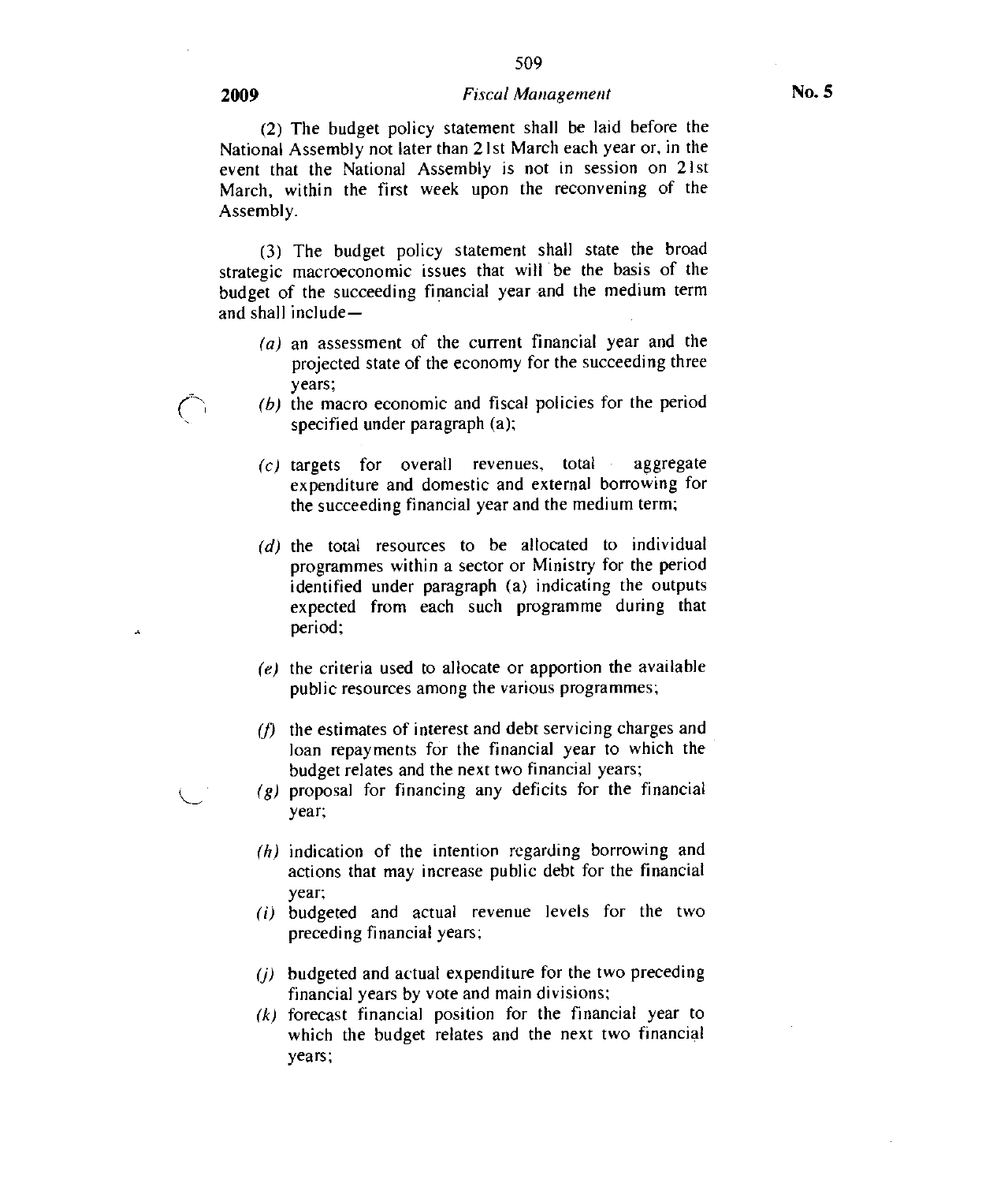(2) The budget policy statement shall be laid before the National Assembly not later than 21st March each year or, in the event that the National Assembly is not in session on 21st March, within the first week upon the reconvening of the Assembly.

(3) The budget policy statement shall state the broad strategic macroeconomic issues that will be the basis of the budget of the succeeding financial year and the medium term and shall include—

*(a)* an assessment of the current financial year and the projected state of the economy for the succeeding three years;

*(b)* the macro economic and fiscal policies for the period specified under paragraph (a);

*(c)* targets for overall revenues, total aggregate expenditure and domestic and external borrowing for the succeeding financial year and the medium term;

*(d)* the total resources to be allocated to individual programmes within a sector or Ministry for the period identified under paragraph (a) indicating the outputs expected from each such programme during that period;

*(e)* the criteria used to allocate or apportion the available public resources among the various programmes;

*(f)* the estimates of interest and debt servicing charges and loan repayments for the financial year to which the budget relates and the next two financial years;

*(g)* proposal for financing any deficits for the financial year;

*(h)* indication of the intention regarding borrowing and actions that may increase public debt for the financial year;

*(i)* budgeted and actual revenue levels for the two preceding financial years;

*(j)* budgeted and actual expenditure for the two preceding financial years by vote and main divisions;

*(k)* forecast financial position for the financial year to which the budget relates and the next two financial years;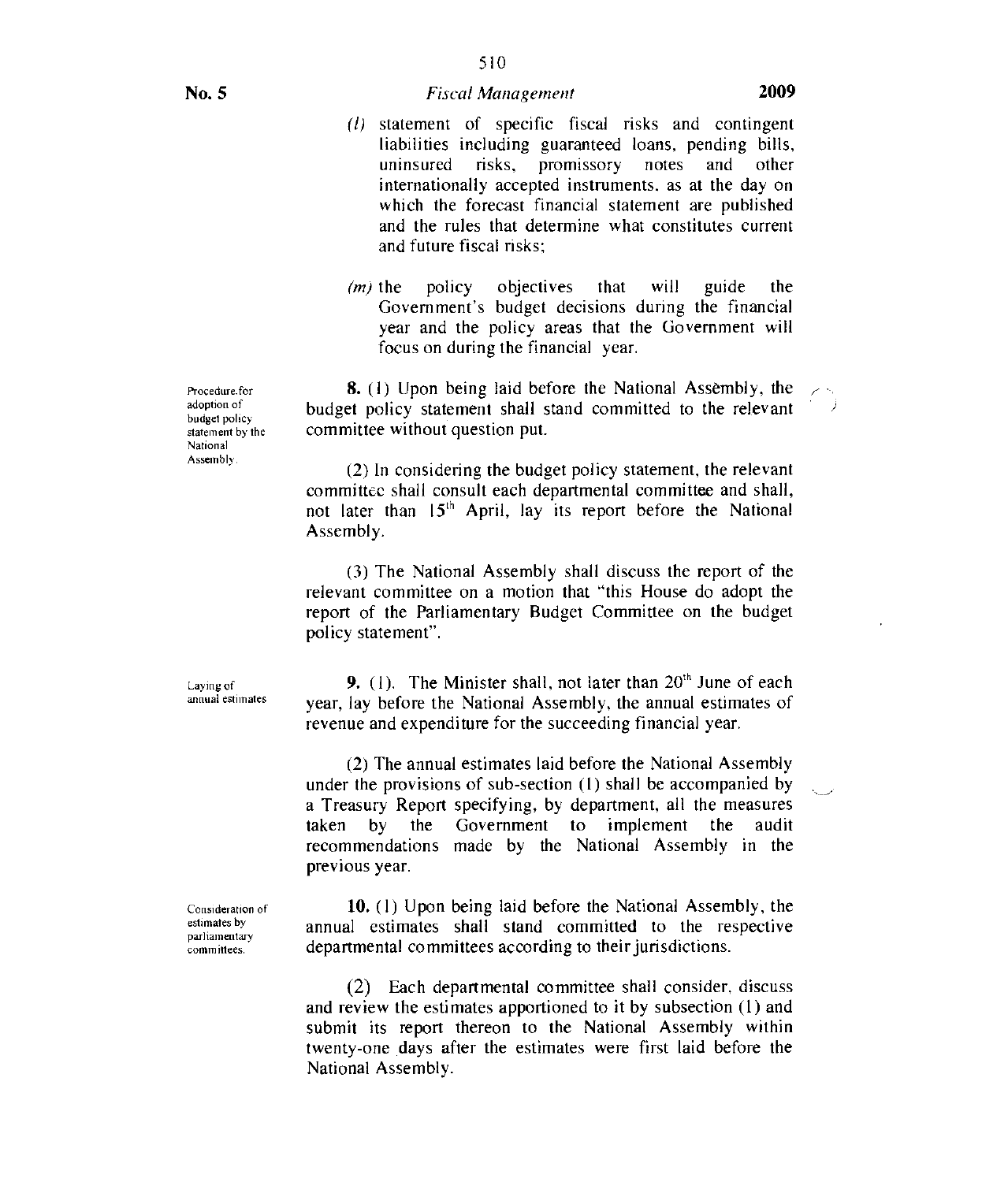(l) statement of specific fiscal risks and contingent liabilities including guaranteed loans, pending bills, uninsured risks, promissory notes and other internationally accepted instruments, as at the day on which the forecast financial statement are published and the rules that determine what constitutes current and future fiscal risks;

(m) the policy objectives that will guide the Government's budget decisions during the financial year and the policy areas that the Government will focus on during the financial year.

*Procedure for adoption of budget policy statement by the National Assembly.*

**8.** (1) Upon being laid before the National Assembly, the budget policy statement shall stand committed to the relevant committee without question put.

(2) In considering the budget policy statement, the relevant committee shall consult each departmental committee and shall, not later than 15th April, lay its report before the National Assembly.

(3) The National Assembly shall discuss the report of the relevant committee on a motion that "this House do adopt the report of the Parliamentary Budget Committee on the budget policy statement".

*Laying of annual estimates*

**9.** (1). The Minister shall, not later than 20th June of each year, lay before the National Assembly, the annual estimates of revenue and expenditure for the succeeding financial year.

(2) The annual estimates laid before the National Assembly under the provisions of sub-section (1) shall be accompanied by a Treasury Report specifying, by department, all the measures taken by the Government to implement the audit recommendations made by the National Assembly in the previous year.

*Consideration of estimates by parliamentary committees.*

**10.** (1) Upon being laid before the National Assembly, the annual estimates shall stand committed to the respective departmental committees according to their jurisdictions.

(2) Each departmental committee shall consider, discuss and review the estimates apportioned to it by subsection (1) and submit its report thereon to the National Assembly within twenty-one days after the estimates were first laid before the National Assembly.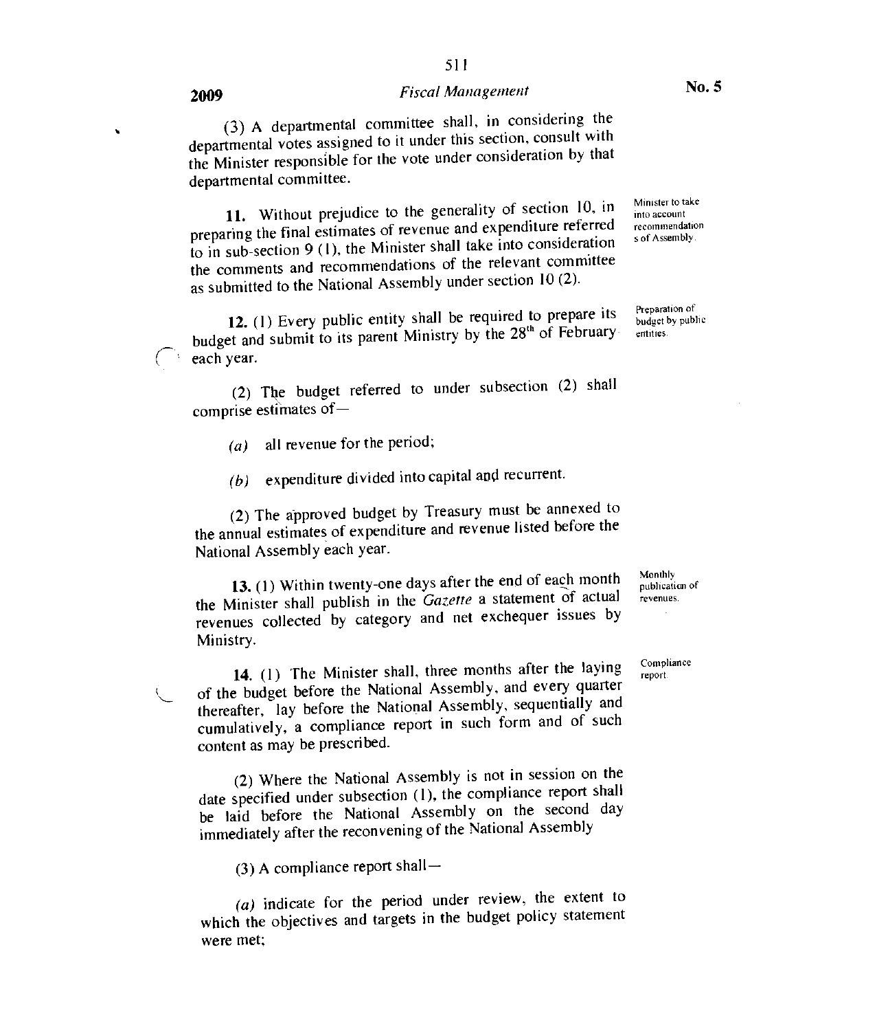(3) A departmental committee shall, in considering the departmental votes assigned to it under this section, consult with the Minister responsible for the vote under consideration by that departmental committee.

Minister to take into account recommendations of Assembly.

**11.** Without prejudice to the generality of section 10, in preparing the final estimates of revenue and expenditure referred to in sub-section 9 (1), the Minister shall take into consideration the comments and recommendations of the relevant committee as submitted to the National Assembly under section 10 (2).

Preparation of budget by public entities.

**12.** (1) Every public entity shall be required to prepare its budget and submit to its parent Ministry by the 28th of February each year.

(2) The budget referred to under subsection (2) shall comprise estimates of—

*(a)* all revenue for the period;

*(b)* expenditure divided into capital and recurrent.

(2) The approved budget by Treasury must be annexed to the annual estimates of expenditure and revenue listed before the National Assembly each year.

Monthly publication of revenues.

**13.** (1) Within twenty-one days after the end of each month the Minister shall publish in the *Gazette* a statement of actual revenues collected by category and net exchequer issues by Ministry.

Compliance report

**14.** (1) The Minister shall, three months after the laying of the budget before the National Assembly, and every quarter thereafter, lay before the National Assembly, sequentially and cumulatively, a compliance report in such form and of such content as may be prescribed.

(2) Where the National Assembly is not in session on the date specified under subsection (1), the compliance report shall be laid before the National Assembly on the second day immediately after the reconvening of the National Assembly

(3) A compliance report shall—

*(a)* indicate for the period under review, the extent to which the objectives and targets in the budget policy statement were met;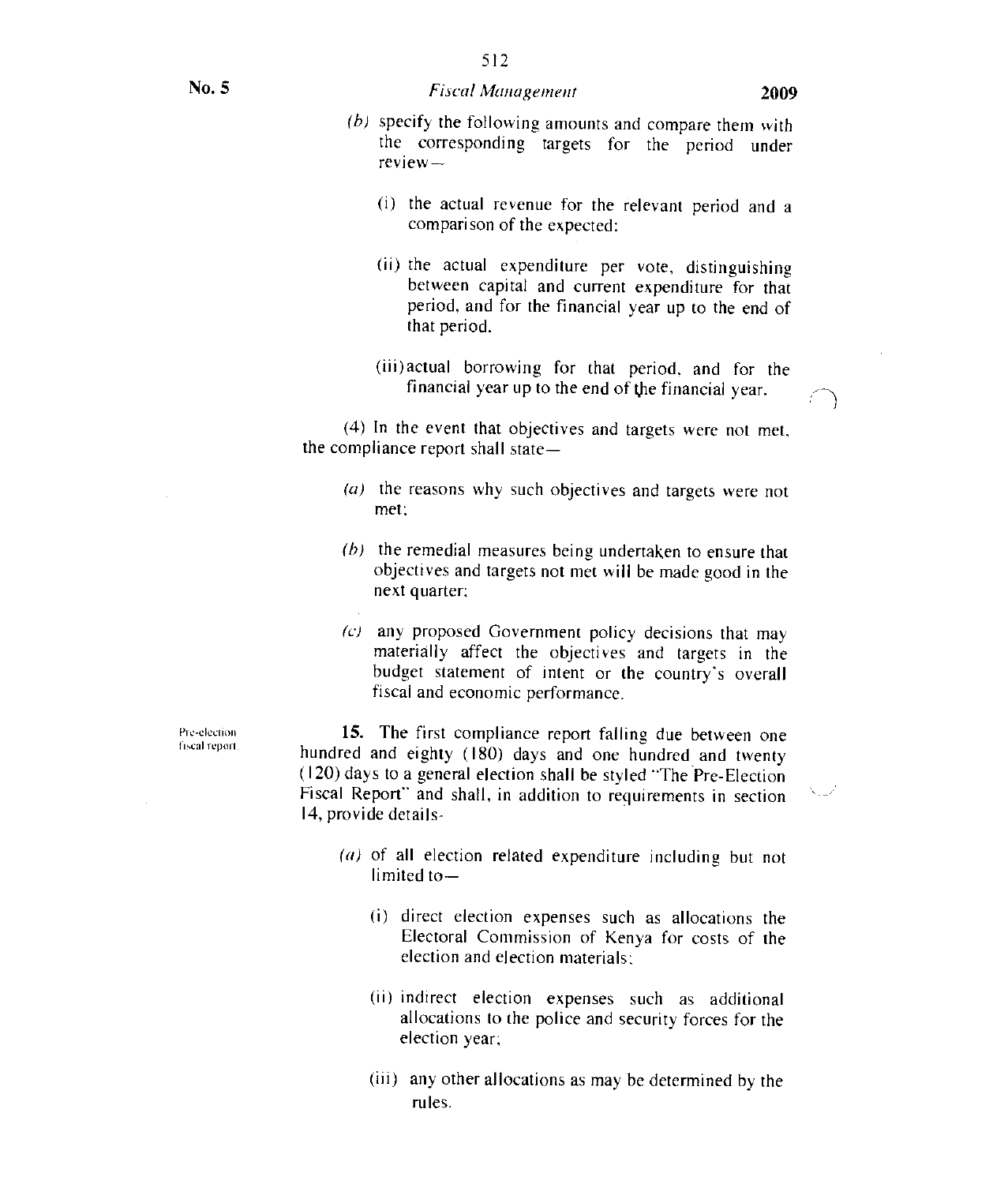(b) specify the following amounts and compare them with the corresponding targets for the period under review—

(i) the actual revenue for the relevant period and a comparison of the expected:

(ii) the actual expenditure per vote, distinguishing between capital and current expenditure for that period, and for the financial year up to the end of that period.

(iii) actual borrowing for that period, and for the financial year up to the end of the financial year.

(4) In the event that objectives and targets were not met, the compliance report shall state—

(a) the reasons why such objectives and targets were not met;

(b) the remedial measures being undertaken to ensure that objectives and targets not met will be made good in the next quarter;

(c) any proposed Government policy decisions that may materially affect the objectives and targets in the budget statement of intent or the country's overall fiscal and economic performance.

Pre-election fiscal report.

**15.** The first compliance report falling due between one hundred and eighty (180) days and one hundred and twenty (120) days to a general election shall be styled "The Pre-Election Fiscal Report" and shall, in addition to requirements in section 14, provide details-

(a) of all election related expenditure including but not limited to—

(i) direct election expenses such as allocations the Electoral Commission of Kenya for costs of the election and election materials;

(ii) indirect election expenses such as additional allocations to the police and security forces for the election year;

(iii) any other allocations as may be determined by the rules.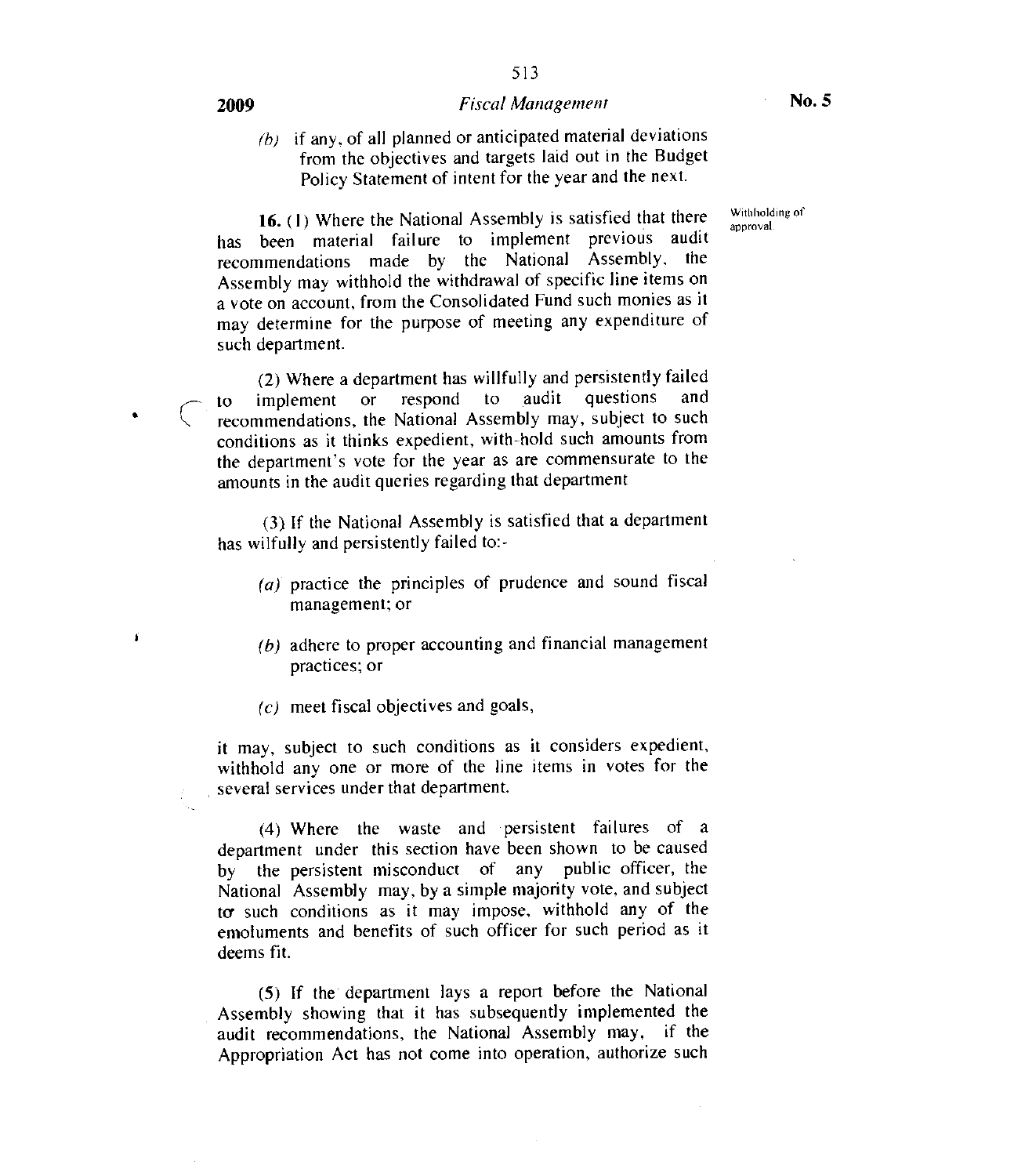(b) if any, of all planned or anticipated material deviations from the objectives and targets laid out in the Budget Policy Statement of intent for the year and the next.

Withholding of approval.

**16.** (1) Where the National Assembly is satisfied that there has been material failure to implement previous audit recommendations made by the National Assembly, the Assembly may withhold the withdrawal of specific line items on a vote on account, from the Consolidated Fund such monies as it may determine for the purpose of meeting any expenditure of such department.

(2) Where a department has willfully and persistently failed to implement or respond to audit questions and recommendations, the National Assembly may, subject to such conditions as it thinks expedient, with-hold such amounts from the department's vote for the year as are commensurate to the amounts in the audit queries regarding that department

(3) If the National Assembly is satisfied that a department has wilfully and persistently failed to:-

(a) practice the principles of prudence and sound fiscal management; or

(b) adhere to proper accounting and financial management practices; or

(c) meet fiscal objectives and goals,

it may, subject to such conditions as it considers expedient, withhold any one or more of the line items in votes for the several services under that department.

(4) Where the waste and persistent failures of a department under this section have been shown to be caused by the persistent misconduct of any public officer, the National Assembly may, by a simple majority vote, and subject to such conditions as it may impose, withhold any of the emoluments and benefits of such officer for such period as it deems fit.

(5) If the department lays a report before the National Assembly showing that it has subsequently implemented the audit recommendations, the National Assembly may, if the Appropriation Act has not come into operation, authorize such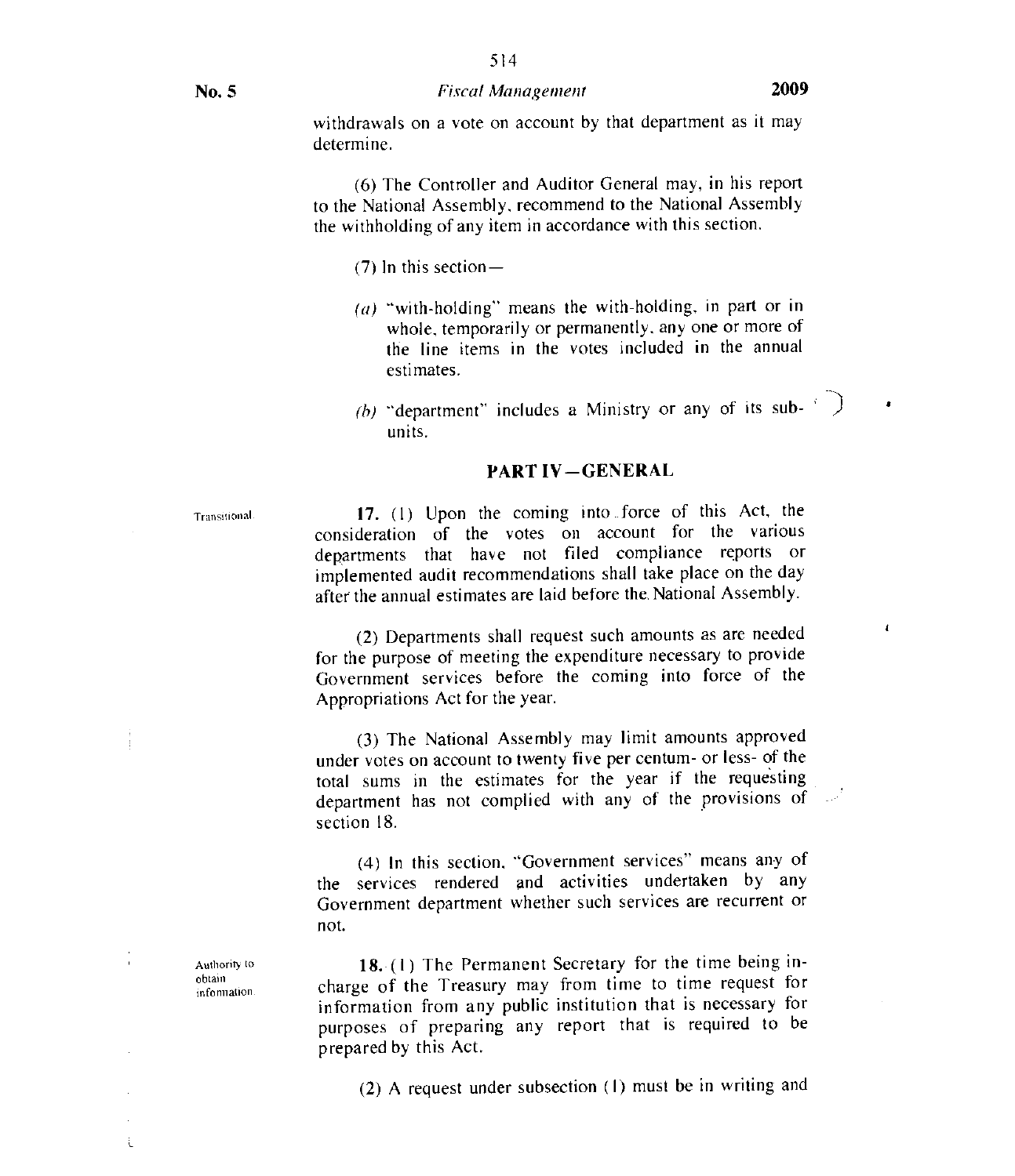withdrawals on a vote on account by that department as it may determine.

(6) The Controller and Auditor General may, in his report to the National Assembly, recommend to the National Assembly the withholding of any item in accordance with this section.

(7) In this section—

*(a)* "with-holding" means the with-holding, in part or in whole, temporarily or permanently, any one or more of the line items in the votes included in the annual estimates.

*(b)* "department" includes a Ministry or any of its sub-units.

## PART IV—GENERAL

Transitional.

**17.** (1) Upon the coming into force of this Act, the consideration of the votes on account for the various departments that have not filed compliance reports or implemented audit recommendations shall take place on the day after the annual estimates are laid before the National Assembly.

(2) Departments shall request such amounts as are needed for the purpose of meeting the expenditure necessary to provide Government services before the coming into force of the Appropriations Act for the year.

(3) The National Assembly may limit amounts approved under votes on account to twenty five per centum- or less- of the total sums in the estimates for the year if the requesting department has not complied with any of the provisions of section 18.

(4) In this section, "Government services" means any of the services rendered and activities undertaken by any Government department whether such services are recurrent or not.

Authority to obtain information.

**18.** (1) The Permanent Secretary for the time being in-charge of the Treasury may from time to time request for information from any public institution that is necessary for purposes of preparing any report that is required to be prepared by this Act.

(2) A request under subsection (1) must be in writing and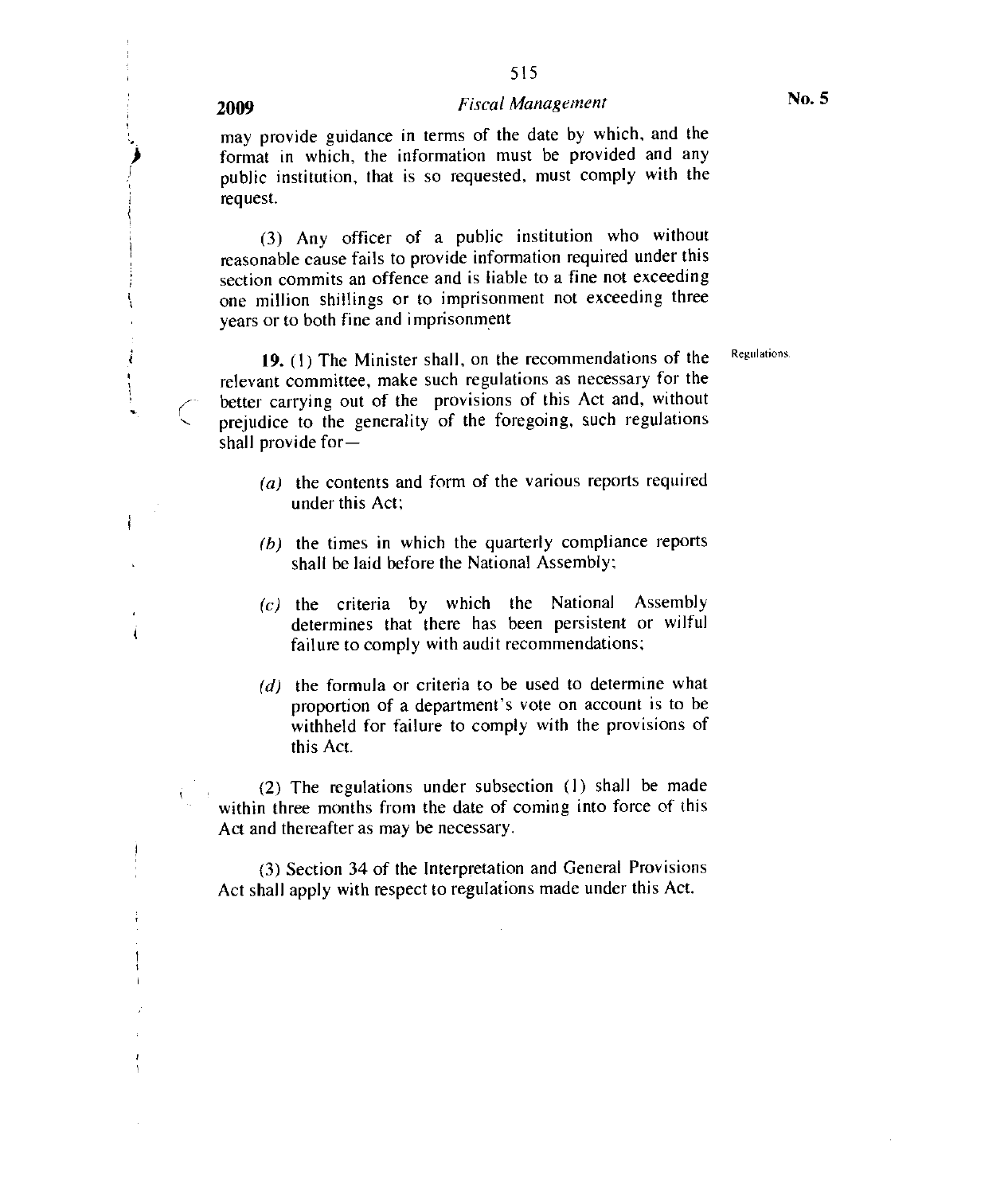may provide guidance in terms of the date by which, and the format in which, the information must be provided and any public institution, that is so requested, must comply with the request.

(3) Any officer of a public institution who without reasonable cause fails to provide information required under this section commits an offence and is liable to a fine not exceeding one million shillings or to imprisonment not exceeding three years or to both fine and imprisonment

Regulations.

**19.** (1) The Minister shall, on the recommendations of the relevant committee, make such regulations as necessary for the better carrying out of the provisions of this Act and, without prejudice to the generality of the foregoing, such regulations shall provide for—

*(a)* the contents and form of the various reports required under this Act;

*(b)* the times in which the quarterly compliance reports shall be laid before the National Assembly;

*(c)* the criteria by which the National Assembly determines that there has been persistent or wilful failure to comply with audit recommendations;

*(d)* the formula or criteria to be used to determine what proportion of a department's vote on account is to be withheld for failure to comply with the provisions of this Act.

(2) The regulations under subsection (1) shall be made within three months from the date of coming into force of this Act and thereafter as may be necessary.

(3) Section 34 of the Interpretation and General Provisions Act shall apply with respect to regulations made under this Act.